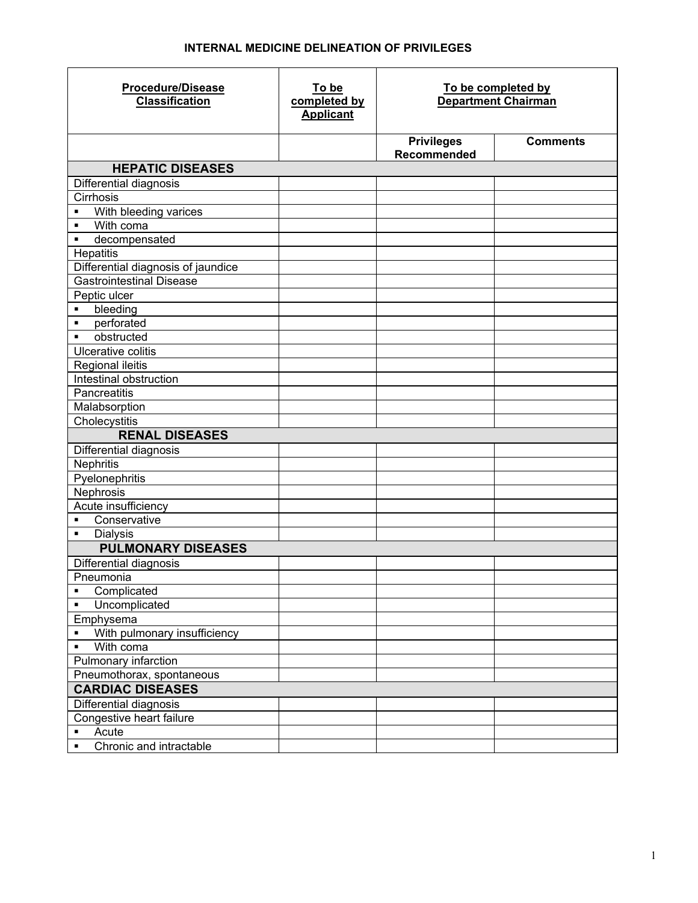# INTERNAL MEDICINE DELINEATION OF PRIVILEGES

| Procedure/Disease Classification | To be completed by Applicant | To be completed by Department Chairman | |
|---|---|---|---|
| | | Privileges Recommended | Comments |
| **HEPATIC DISEASES** | | | |
| Differential diagnosis | | | |
| Cirrhosis | | | |
| ▪ With bleeding varices | | | |
| ▪ With coma | | | |
| ▪ decompensated | | | |
| Hepatitis | | | |
| Differential diagnosis of jaundice | | | |
| Gastrointestinal Disease | | | |
| Peptic ulcer | | | |
| ▪ bleeding | | | |
| ▪ perforated | | | |
| ▪ obstructed | | | |
| Ulcerative colitis | | | |
| Regional ileitis | | | |
| Intestinal obstruction | | | |
| Pancreatitis | | | |
| Malabsorption | | | |
| Cholecystitis | | | |
| **RENAL DISEASES** | | | |
| Differential diagnosis | | | |
| Nephritis | | | |
| Pyelonephritis | | | |
| Nephrosis | | | |
| Acute insufficiency | | | |
| ▪ Conservative | | | |
| ▪ Dialysis | | | |
| **PULMONARY DISEASES** | | | |
| Differential diagnosis | | | |
| Pneumonia | | | |
| ▪ Complicated | | | |
| ▪ Uncomplicated | | | |
| Emphysema | | | |
| ▪ With pulmonary insufficiency | | | |
| ▪ With coma | | | |
| Pulmonary infarction | | | |
| Pneumothorax, spontaneous | | | |
| **CARDIAC DISEASES** | | | |
| Differential diagnosis | | | |
| Congestive heart failure | | | |
| ▪ Acute | | | |
| ▪ Chronic and intractable | | | |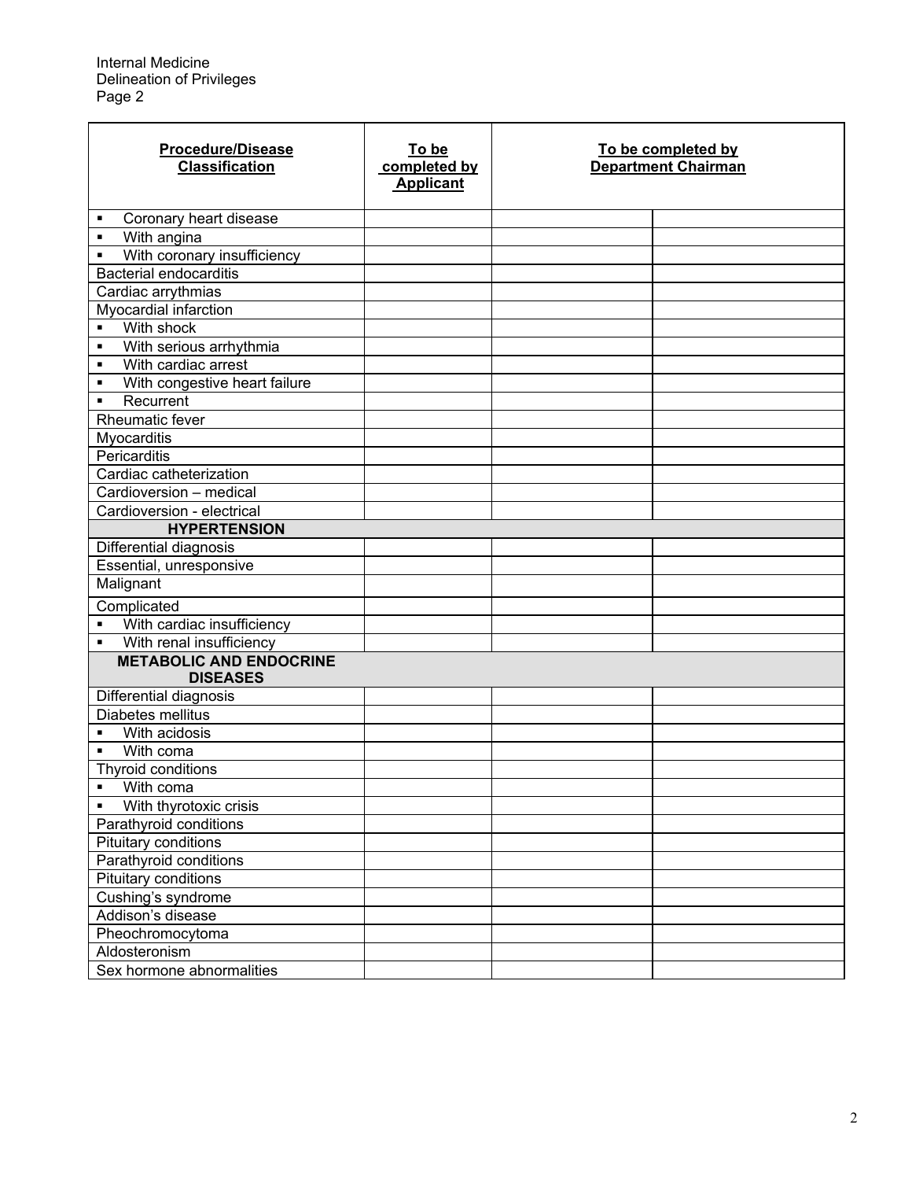Internal Medicine
Delineation of Privileges
Page 2

| **Procedure/Disease Classification** | **To be completed by Applicant** | **To be completed by Department Chairman** | |
|---|---|---|---|
| ▪ Coronary heart disease | | | |
| ▪ With angina | | | |
| ▪ With coronary insufficiency | | | |
| Bacterial endocarditis | | | |
| Cardiac arrythmias | | | |
| Myocardial infarction | | | |
| ▪ With shock | | | |
| ▪ With serious arrhythmia | | | |
| ▪ With cardiac arrest | | | |
| ▪ With congestive heart failure | | | |
| ▪ Recurrent | | | |
| Rheumatic fever | | | |
| Myocarditis | | | |
| Pericarditis | | | |
| Cardiac catheterization | | | |
| Cardioversion – medical | | | |
| Cardioversion - electrical | | | |
| **HYPERTENSION** | | | |
| Differential diagnosis | | | |
| Essential, unresponsive | | | |
| Malignant | | | |
| Complicated | | | |
| ▪ With cardiac insufficiency | | | |
| ▪ With renal insufficiency | | | |
| **METABOLIC AND ENDOCRINE DISEASES** | | | |
| Differential diagnosis | | | |
| Diabetes mellitus | | | |
| ▪ With acidosis | | | |
| ▪ With coma | | | |
| Thyroid conditions | | | |
| ▪ With coma | | | |
| ▪ With thyrotoxic crisis | | | |
| Parathyroid conditions | | | |
| Pituitary conditions | | | |
| Parathyroid conditions | | | |
| Pituitary conditions | | | |
| Cushing's syndrome | | | |
| Addison's disease | | | |
| Pheochromocytoma | | | |
| Aldosteronism | | | |
| Sex hormone abnormalities | | | |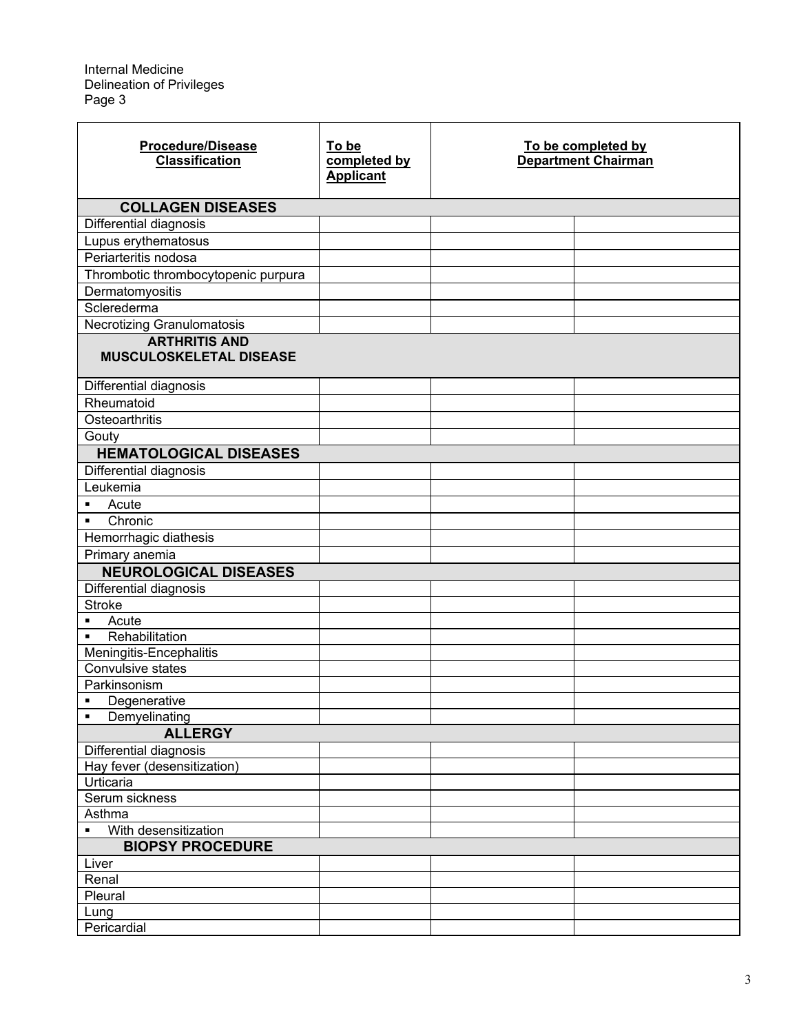Internal Medicine
Delineation of Privileges
Page 3

| Procedure/Disease Classification | To be completed by Applicant | To be completed by Department Chairman | |
|---|---|---|---|
| **COLLAGEN DISEASES** | | | |
| Differential diagnosis | | | |
| Lupus erythematosus | | | |
| Periarteritis nodosa | | | |
| Thrombotic thrombocytopenic purpura | | | |
| Dermatomyositis | | | |
| Sclerederma | | | |
| Necrotizing Granulomatosis | | | |
| **ARTHRITIS AND MUSCULOSKELETAL DISEASE** | | | |
| Differential diagnosis | | | |
| Rheumatoid | | | |
| Osteoarthritis | | | |
| Gouty | | | |
| **HEMATOLOGICAL DISEASES** | | | |
| Differential diagnosis | | | |
| Leukemia | | | |
| ▪ Acute | | | |
| ▪ Chronic | | | |
| Hemorrhagic diathesis | | | |
| Primary anemia | | | |
| **NEUROLOGICAL DISEASES** | | | |
| Differential diagnosis | | | |
| Stroke | | | |
| ▪ Acute | | | |
| ▪ Rehabilitation | | | |
| Meningitis-Encephalitis | | | |
| Convulsive states | | | |
| Parkinsonism | | | |
| ▪ Degenerative | | | |
| ▪ Demyelinating | | | |
| **ALLERGY** | | | |
| Differential diagnosis | | | |
| Hay fever (desensitization) | | | |
| Urticaria | | | |
| Serum sickness | | | |
| Asthma | | | |
| ▪ With desensitization | | | |
| **BIOPSY PROCEDURE** | | | |
| Liver | | | |
| Renal | | | |
| Pleural | | | |
| Lung | | | |
| Pericardial | | | |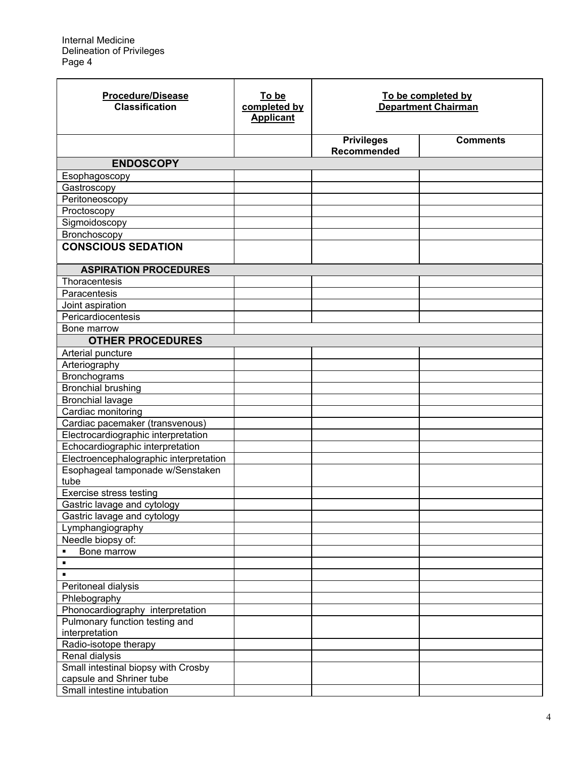Internal Medicine
Delineation of Privileges
Page 4

| Procedure/Disease Classification | To be completed by Applicant | To be completed by Department Chairman | |
|---|---|---|---|
| | | Privileges Recommended | Comments |
| **ENDOSCOPY** | | | |
| Esophagoscopy | | | |
| Gastroscopy | | | |
| Peritoneoscopy | | | |
| Proctoscopy | | | |
| Sigmoidoscopy | | | |
| Bronchoscopy | | | |
| **CONSCIOUS SEDATION** | | | |
| **ASPIRATION PROCEDURES** | | | |
| Thoracentesis | | | |
| Paracentesis | | | |
| Joint aspiration | | | |
| Pericardiocentesis | | | |
| Bone marrow | | | |
| **OTHER PROCEDURES** | | | |
| Arterial puncture | | | |
| Arteriography | | | |
| Bronchograms | | | |
| Bronchial brushing | | | |
| Bronchial lavage | | | |
| Cardiac monitoring | | | |
| Cardiac pacemaker (transvenous) | | | |
| Electrocardiographic interpretation | | | |
| Echocardiographic interpretation | | | |
| Electroencephalographic interpretation | | | |
| Esophageal tamponade w/Senstaken tube | | | |
| Exercise stress testing | | | |
| Gastric lavage and cytology | | | |
| Gastric lavage and cytology | | | |
| Lymphangiography | | | |
| Needle biopsy of: | | | |
| ▪ Bone marrow | | | |
| ▪ | | | |
| ▪ | | | |
| Peritoneal dialysis | | | |
| Phlebography | | | |
| Phonocardiography interpretation | | | |
| Pulmonary function testing and interpretation | | | |
| Radio-isotope therapy | | | |
| Renal dialysis | | | |
| Small intestinal biopsy with Crosby capsule and Shriner tube | | | |
| Small intestine intubation | | | |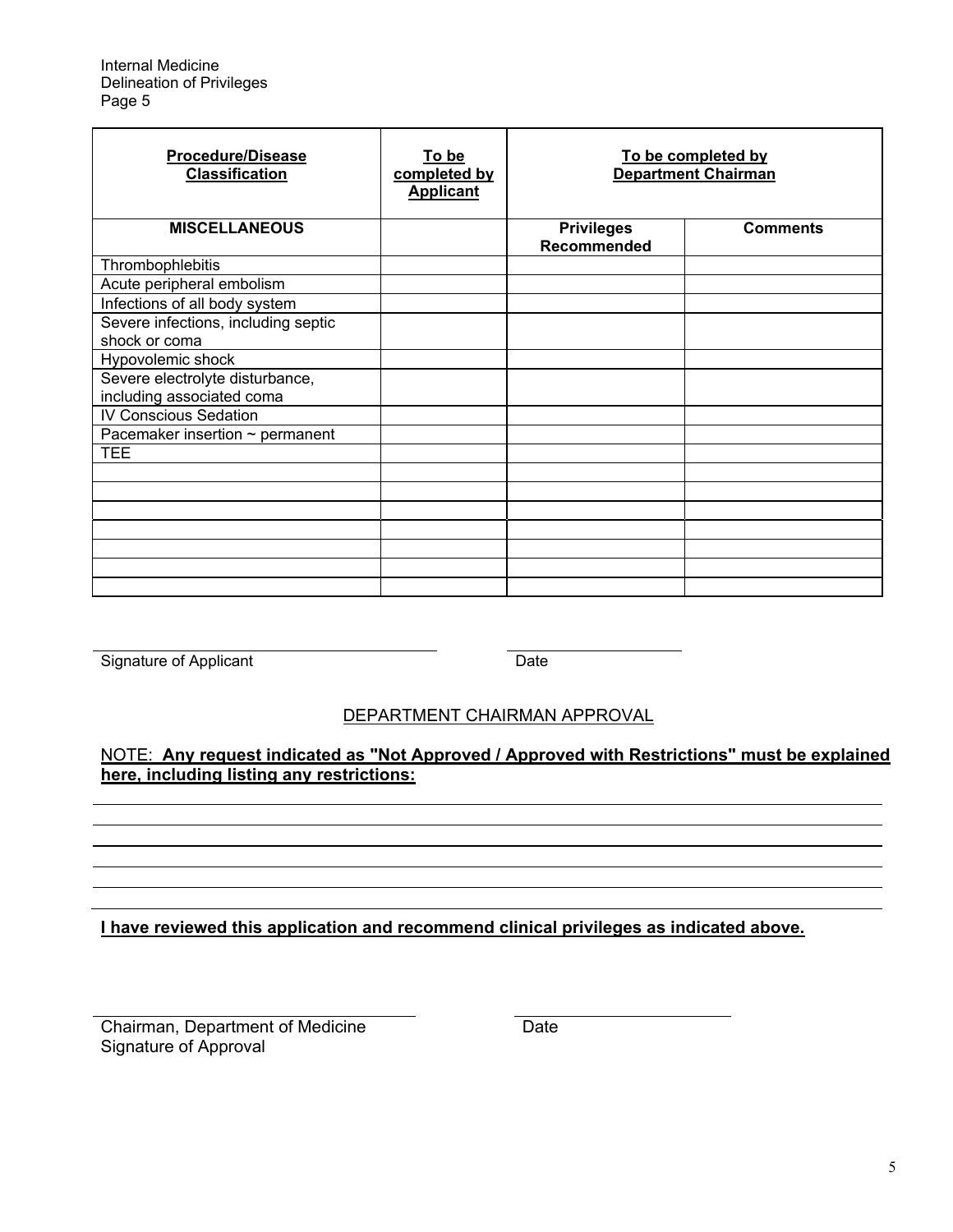Internal Medicine
Delineation of Privileges
Page 5

| **Procedure/Disease Classification** | **To be completed by Applicant** | **To be completed by Department Chairman** | |
|---|---|---|---|
| **MISCELLANEOUS** | | **Privileges Recommended** | **Comments** |
| Thrombophlebitis | | | |
| Acute peripheral embolism | | | |
| Infections of all body system | | | |
| Severe infections, including septic shock or coma | | | |
| Hypovolemic shock | | | |
| Severe electrolyte disturbance, including associated coma | | | |
| IV Conscious Sedation | | | |
| Pacemaker insertion ~ permanent | | | |
| TEE | | | |
| | | | |
| | | | |
| | | | |
| | | | |
| | | | |
| | | | |
| | | | |

Signature of Applicant

Date

DEPARTMENT CHAIRMAN APPROVAL

NOTE: **Any request indicated as "Not Approved / Approved with Restrictions" must be explained here, including listing any restrictions:**

**I have reviewed this application and recommend clinical privileges as indicated above.**

Chairman, Department of Medicine
Signature of Approval

Date